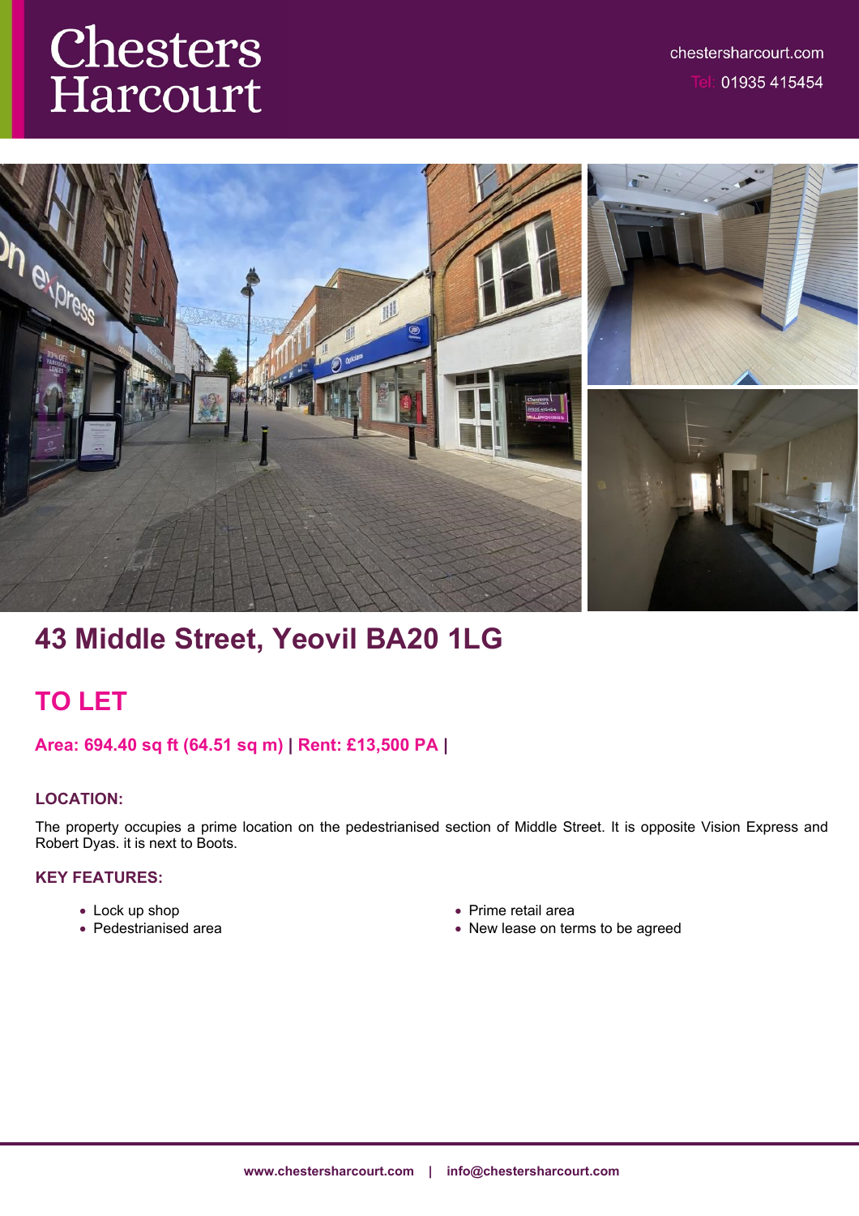# Chesters Harcourt

chestersharcourt.com
Tel: 01935 415454

## 43 Middle Street, Yeovil BA20 1LG

## TO LET

**Area: 694.40 sq ft (64.51 sq m) | Rent: £13,500 PA |**

### LOCATION:

The property occupies a prime location on the pedestrianised section of Middle Street. It is opposite Vision Express and Robert Dyas. it is next to Boots.

### KEY FEATURES:

- Lock up shop
- Pedestrianised area
- Prime retail area
- New lease on terms to be agreed

www.chestersharcourt.com | info@chestersharcourt.com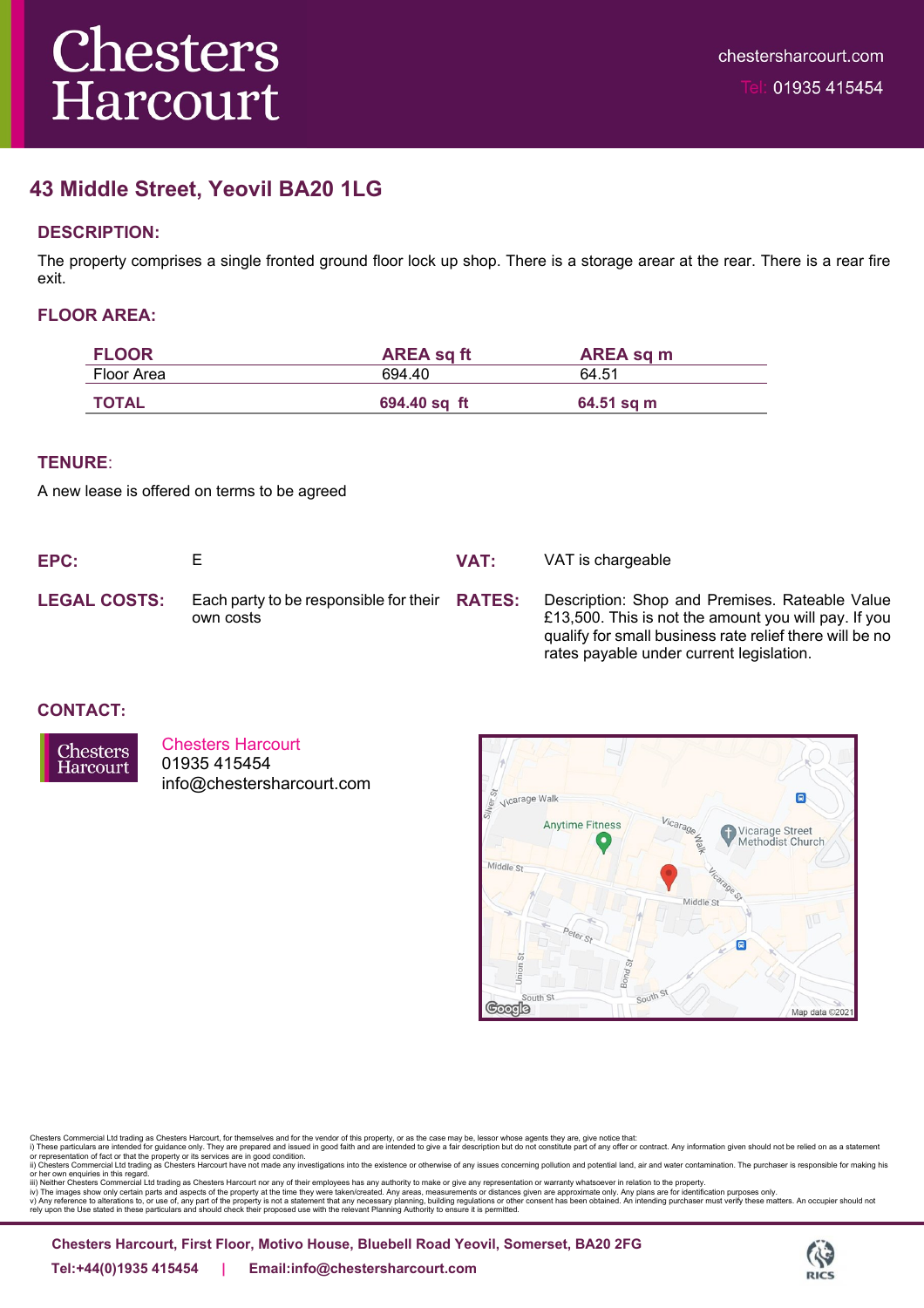# 43 Middle Street, Yeovil BA20 1LG

## DESCRIPTION:

The property comprises a single fronted ground floor lock up shop. There is a storage arear at the rear. There is a rear fire exit.

## FLOOR AREA:

| FLOOR | AREA sq ft | AREA sq m |
|---|---|---|
| Floor Area | 694.40 | 64.51 |
| **TOTAL** | **694.40 sq ft** | **64.51 sq m** |

## TENURE:

A new lease is offered on terms to be agreed

**EPC:** E

**LEGAL COSTS:** Each party to be responsible for their own costs

**VAT:** VAT is chargeable

**RATES:** Description: Shop and Premises. Rateable Value £13,500. This is not the amount you will pay. If you qualify for small business rate relief there will be no rates payable under current legislation.

## CONTACT:

Chesters Harcourt
01935 415454
info@chestersharcourt.com

Chesters Commercial Ltd trading as Chesters Harcourt, for themselves and for the vendor of this property, or as the case may be, lessor whose agents they are, give notice that:
i) These particulars are intended for guidance only. They are prepared and issued in good faith and are intended to give a fair description but do not constitute part of any offer or contract. Any information given should not be relied on as a statement or representation of fact or that the property or its services are in good condition.
ii) Chesters Commercial Ltd trading as Chesters Harcourt have not made any investigations into the existence or otherwise of any issues concerning pollution and potential land, air and water contamination. The purchaser is responsible for making his or her own enquiries in this regard.
iii) Neither Chesters Commercial Ltd trading as Chesters Harcourt nor any of their employees has any authority to make or give any representation or warranty whatsoever in relation to the property.
iv) The images show only certain parts and aspects of the property at the time they were taken/created. Any areas, measurements or distances given are approximate only. Any plans are for identification purposes only.
v) Any reference to alterations to, or use of, any part of the property is not a statement that any necessary planning, building regulations or other consent has been obtained. An intending purchaser must verify these matters. An occupier should not rely upon the Use stated in these particulars and should check their proposed use with the relevant Planning Authority to ensure it is permitted.